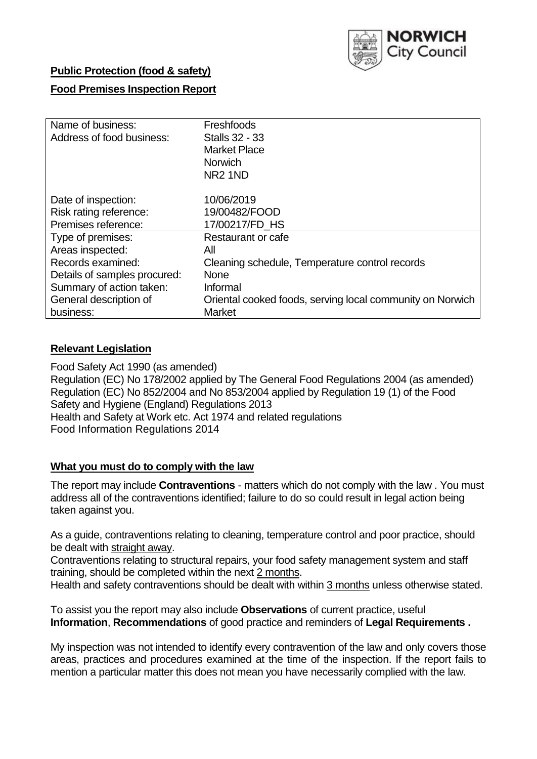**Public Protection (food & safety)**

**Food Premises Inspection Report**

| Name of business: | Freshfoods |
|---|---|
| Address of food business: | Stalls 32 - 33<br>Market Place<br>Norwich<br>NR2 1ND |
| Date of inspection: | 10/06/2019 |
| Risk rating reference: | 19/00482/FOOD |
| Premises reference: | 17/00217/FD_HS |
| Type of premises: | Restaurant or cafe |
| Areas inspected: | All |
| Records examined: | Cleaning schedule, Temperature control records |
| Details of samples procured: | None |
| Summary of action taken: | Informal |
| General description of business: | Oriental cooked foods, serving local community on Norwich Market |

**Relevant Legislation**

Food Safety Act 1990 (as amended)
Regulation (EC) No 178/2002 applied by The General Food Regulations 2004 (as amended)
Regulation (EC) No 852/2004 and No 853/2004 applied by Regulation 19 (1) of the Food Safety and Hygiene (England) Regulations 2013
Health and Safety at Work etc. Act 1974 and related regulations
Food Information Regulations 2014

**What you must do to comply with the law**

The report may include **Contraventions** - matters which do not comply with the law . You must address all of the contraventions identified; failure to do so could result in legal action being taken against you.

As a guide, contraventions relating to cleaning, temperature control and poor practice, should be dealt with straight away.
Contraventions relating to structural repairs, your food safety management system and staff training, should be completed within the next 2 months.
Health and safety contraventions should be dealt with within 3 months unless otherwise stated.

To assist you the report may also include **Observations** of current practice, useful **Information**, **Recommendations** of good practice and reminders of **Legal Requirements .**

My inspection was not intended to identify every contravention of the law and only covers those areas, practices and procedures examined at the time of the inspection. If the report fails to mention a particular matter this does not mean you have necessarily complied with the law.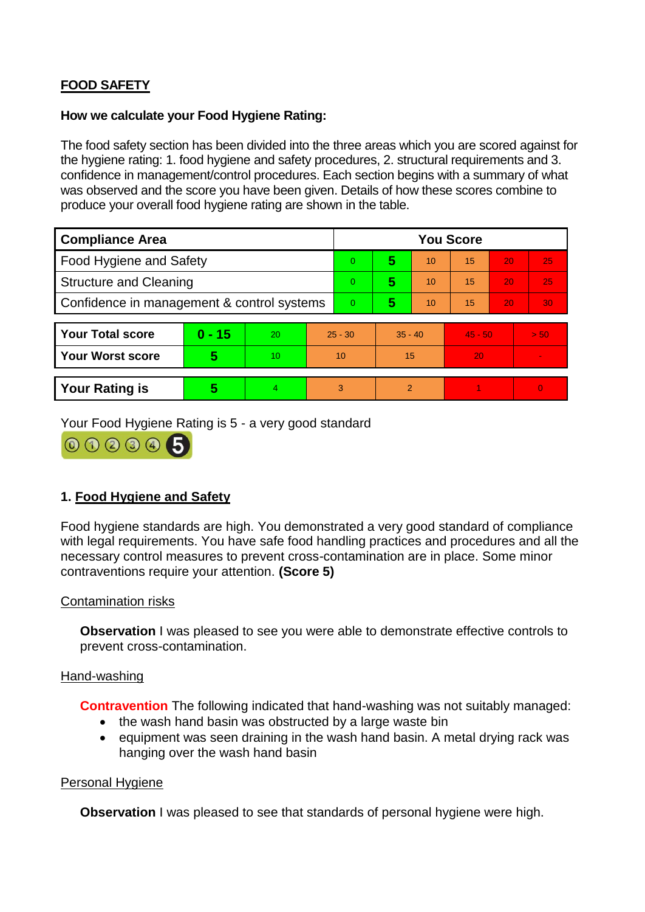## FOOD SAFETY

**How we calculate your Food Hygiene Rating:**

The food safety section has been divided into the three areas which you are scored against for the hygiene rating: 1. food hygiene and safety procedures, 2. structural requirements and 3. confidence in management/control procedures. Each section begins with a summary of what was observed and the score you have been given. Details of how these scores combine to produce your overall food hygiene rating are shown in the table.

| Compliance Area | You Score | | | | | |
|---|---|---|---|---|---|---|
| Food Hygiene and Safety | 0 | **5** | 10 | 15 | 20 | 25 |
| Structure and Cleaning | 0 | **5** | 10 | 15 | 20 | 25 |
| Confidence in management & control systems | 0 | **5** | 10 | 15 | 20 | 30 |

| | | | | | | |
|---|---|---|---|---|---|---|
| **Your Total score** | **0 - 15** | 20 | 25 - 30 | 35 - 40 | 45 - 50 | > 50 |
| **Your Worst score** | **5** | 10 | 10 | 15 | 20 | - |
| **Your Rating is** | **5** | 4 | 3 | 2 | 1 | 0 |

Your Food Hygiene Rating is 5 - a very good standard

### 1. Food Hygiene and Safety

Food hygiene standards are high. You demonstrated a very good standard of compliance with legal requirements. You have safe food handling practices and procedures and all the necessary control measures to prevent cross-contamination are in place. Some minor contraventions require your attention. **(Score 5)**

Contamination risks

**Observation** I was pleased to see you were able to demonstrate effective controls to prevent cross-contamination.

Hand-washing

**Contravention** The following indicated that hand-washing was not suitably managed:

- the wash hand basin was obstructed by a large waste bin
- equipment was seen draining in the wash hand basin. A metal drying rack was hanging over the wash hand basin

Personal Hygiene

**Observation** I was pleased to see that standards of personal hygiene were high.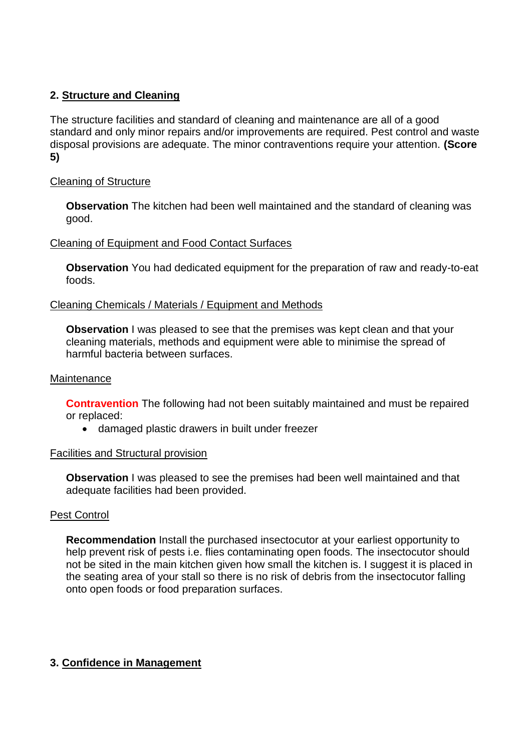## 2. Structure and Cleaning

The structure facilities and standard of cleaning and maintenance are all of a good standard and only minor repairs and/or improvements are required. Pest control and waste disposal provisions are adequate. The minor contraventions require your attention. **(Score 5)**

Cleaning of Structure

**Observation** The kitchen had been well maintained and the standard of cleaning was good.

Cleaning of Equipment and Food Contact Surfaces

**Observation** You had dedicated equipment for the preparation of raw and ready-to-eat foods.

Cleaning Chemicals / Materials / Equipment and Methods

**Observation** I was pleased to see that the premises was kept clean and that your cleaning materials, methods and equipment were able to minimise the spread of harmful bacteria between surfaces.

Maintenance

**Contravention** The following had not been suitably maintained and must be repaired or replaced:

- damaged plastic drawers in built under freezer

Facilities and Structural provision

**Observation** I was pleased to see the premises had been well maintained and that adequate facilities had been provided.

Pest Control

**Recommendation** Install the purchased insectocutor at your earliest opportunity to help prevent risk of pests i.e. flies contaminating open foods. The insectocutor should not be sited in the main kitchen given how small the kitchen is. I suggest it is placed in the seating area of your stall so there is no risk of debris from the insectocutor falling onto open foods or food preparation surfaces.

## 3. Confidence in Management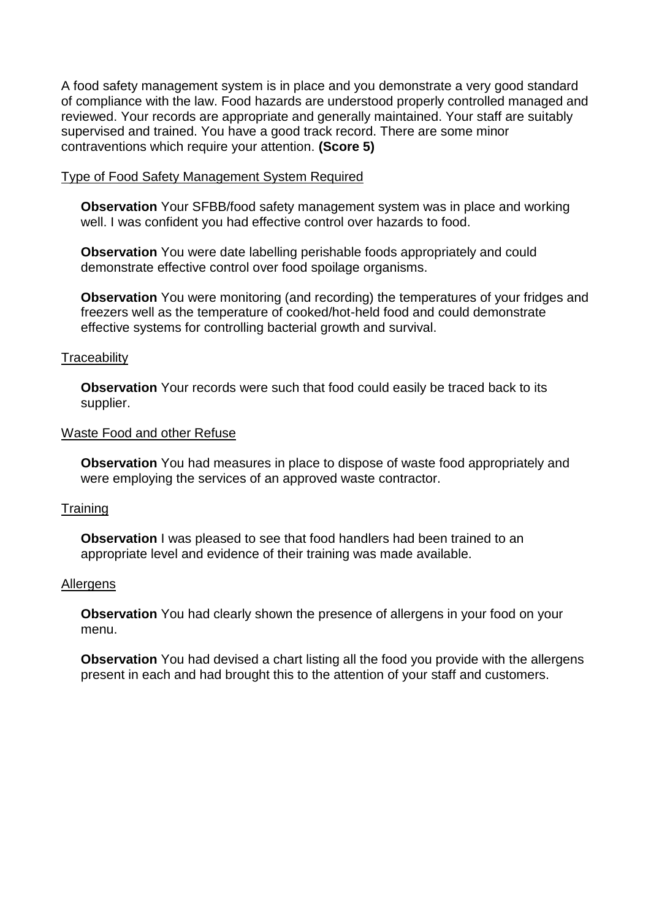A food safety management system is in place and you demonstrate a very good standard of compliance with the law. Food hazards are understood properly controlled managed and reviewed. Your records are appropriate and generally maintained. Your staff are suitably supervised and trained. You have a good track record. There are some minor contraventions which require your attention. **(Score 5)**

<u>Type of Food Safety Management System Required</u>

**Observation** Your SFBB/food safety management system was in place and working well. I was confident you had effective control over hazards to food.

**Observation** You were date labelling perishable foods appropriately and could demonstrate effective control over food spoilage organisms.

**Observation** You were monitoring (and recording) the temperatures of your fridges and freezers well as the temperature of cooked/hot-held food and could demonstrate effective systems for controlling bacterial growth and survival.

<u>Traceability</u>

**Observation** Your records were such that food could easily be traced back to its supplier.

<u>Waste Food and other Refuse</u>

**Observation** You had measures in place to dispose of waste food appropriately and were employing the services of an approved waste contractor.

<u>Training</u>

**Observation** I was pleased to see that food handlers had been trained to an appropriate level and evidence of their training was made available.

<u>Allergens</u>

**Observation** You had clearly shown the presence of allergens in your food on your menu.

**Observation** You had devised a chart listing all the food you provide with the allergens present in each and had brought this to the attention of your staff and customers.